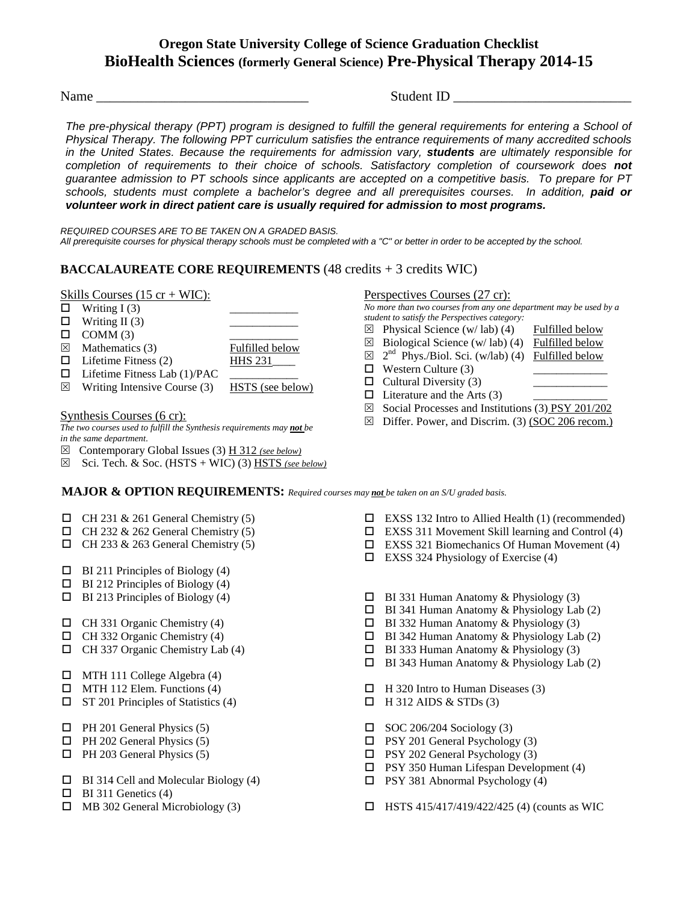# Oregon State University College of Science Graduation Checklist
# BioHealth Sciences (formerly General Science) Pre-Physical Therapy 2014-15

Name _______________________________ Student ID __________________________

*The pre-physical therapy (PPT) program is designed to fulfill the general requirements for entering a School of Physical Therapy. The following PPT curriculum satisfies the entrance requirements of many accredited schools in the United States. Because the requirements for admission vary, **students** are ultimately responsible for completion of requirements to their choice of schools. Satisfactory completion of coursework does **not** guarantee admission to PT schools since applicants are accepted on a competitive basis. To prepare for PT schools, students must complete a bachelor's degree and all prerequisites courses. In addition, **paid or volunteer work in direct patient care is usually required for admission to most programs.***

*REQUIRED COURSES ARE TO BE TAKEN ON A GRADED BASIS.*
*All prerequisite courses for physical therapy schools must be completed with a "C" or better in order to be accepted by the school.*

## BACCALAUREATE CORE REQUIREMENTS (48 credits + 3 credits WIC)

Skills Courses (15 cr + WIC):

- ☐ Writing I (3) ____________
- ☐ Writing II (3) ____________
- ☐ COMM (3) ____________
- ☒ Mathematics (3) Fulfilled below
- ☐ Lifetime Fitness (2) HHS 231____
- ☐ Lifetime Fitness Lab (1)/PAC ____________
- ☒ Writing Intensive Course (3) HSTS (see below)

Synthesis Courses (6 cr):

*The two courses used to fulfill the Synthesis requirements may **not** be in the same department.*

- ☒ Contemporary Global Issues (3) H 312 *(see below)*
- ☒ Sci. Tech. & Soc. (HSTS + WIC) (3) HSTS *(see below)*

Perspectives Courses (27 cr):

*No more than two courses from any one department may be used by a student to satisfy the Perspectives category:*

- ☒ Physical Science (w/ lab) (4) Fulfilled below
- ☒ Biological Science (w/ lab) (4) Fulfilled below
- ☒ 2nd Phys./Biol. Sci. (w/lab) (4) Fulfilled below
- ☐ Western Culture (3) ____________
- ☐ Cultural Diversity (3) ____________
- ☐ Literature and the Arts (3) ____________
- ☒ Social Processes and Institutions (3) PSY 201/202
- ☒ Differ. Power, and Discrim. (3) (SOC 206 recom.)

## MAJOR & OPTION REQUIREMENTS: *Required courses may **not** be taken on an S/U graded basis.*

- ☐ CH 231 & 261 General Chemistry (5)
- ☐ CH 232 & 262 General Chemistry (5)
- ☐ CH 233 & 263 General Chemistry (5)

- ☐ BI 211 Principles of Biology (4)
- ☐ BI 212 Principles of Biology (4)
- ☐ BI 213 Principles of Biology (4)

- ☐ CH 331 Organic Chemistry (4)
- ☐ CH 332 Organic Chemistry (4)
- ☐ CH 337 Organic Chemistry Lab (4)

- ☐ MTH 111 College Algebra (4)
- ☐ MTH 112 Elem. Functions (4)
- ☐ ST 201 Principles of Statistics (4)

- ☐ PH 201 General Physics (5)
- ☐ PH 202 General Physics (5)
- ☐ PH 203 General Physics (5)

- ☐ BI 314 Cell and Molecular Biology (4)
- ☐ BI 311 Genetics (4)
- ☐ MB 302 General Microbiology (3)

- ☐ EXSS 132 Intro to Allied Health (1) (recommended)
- ☐ EXSS 311 Movement Skill learning and Control (4)
- ☐ EXSS 321 Biomechanics Of Human Movement (4)
- ☐ EXSS 324 Physiology of Exercise (4)

- ☐ BI 331 Human Anatomy & Physiology (3)
- ☐ BI 341 Human Anatomy & Physiology Lab (2)
- ☐ BI 332 Human Anatomy & Physiology (3)
- ☐ BI 342 Human Anatomy & Physiology Lab (2)
- ☐ BI 333 Human Anatomy & Physiology (3)
- ☐ BI 343 Human Anatomy & Physiology Lab (2)

- ☐ H 320 Intro to Human Diseases (3)
- ☐ H 312 AIDS & STDs (3)

- ☐ SOC 206/204 Sociology (3)
- ☐ PSY 201 General Psychology (3)
- ☐ PSY 202 General Psychology (3)
- ☐ PSY 350 Human Lifespan Development (4)
- ☐ PSY 381 Abnormal Psychology (4)

- ☐ HSTS 415/417/419/422/425 (4) (counts as WIC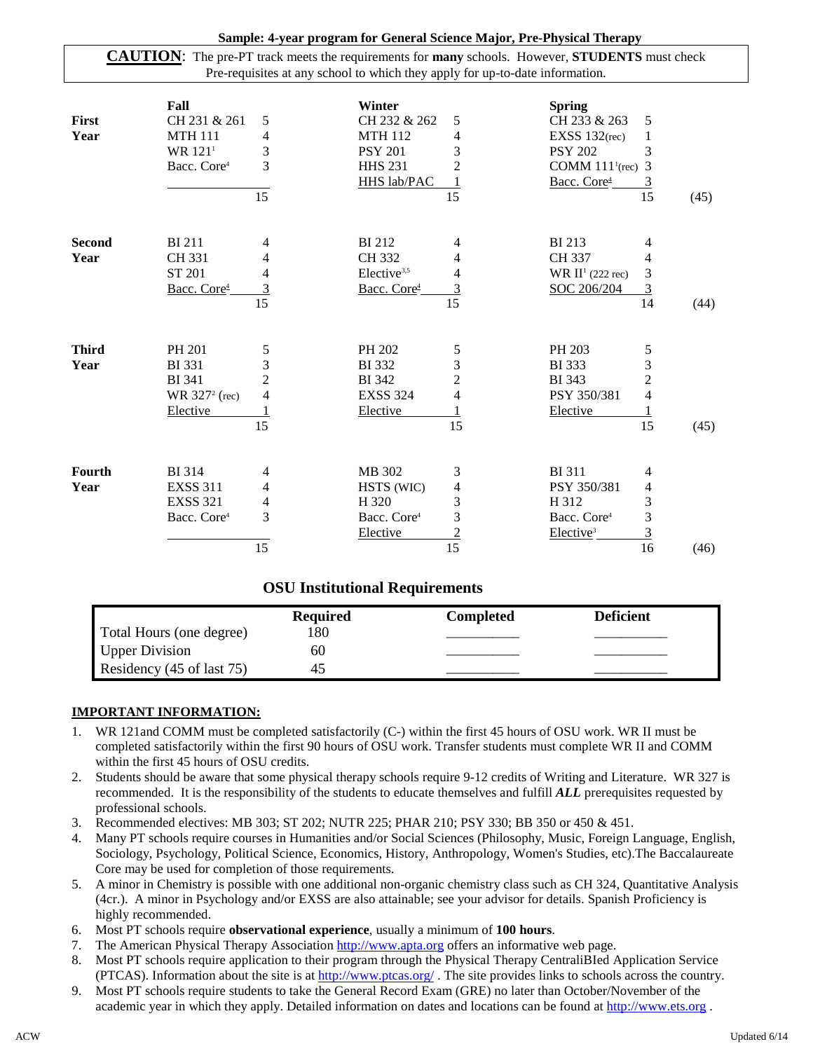**Sample: 4-year program for General Science Major, Pre-Physical Therapy**

**CAUTION**: The pre-PT track meets the requirements for **many** schools. However, **STUDENTS** must check Pre-requisites at any school to which they apply for up-to-date information.

| | Fall | | Winter | | Spring | | |
|---|---|---|---|---|---|---|---|
| **First Year** | CH 231 & 261 | 5 | CH 232 & 262 | 5 | CH 233 & 263 | 5 | |
| | MTH 111 | 4 | MTH 112 | 4 | EXSS 132(rec) | 1 | |
| | WR 121[1] | 3 | PSY 201 | 3 | PSY 202 | 3 | |
| | Bacc. Core[4] | 3 | HHS 231 | 2 | COMM 111[1](rec) | 3 | |
| | | | HHS lab/PAC | 1 | Bacc. Core[4] | 3 | |
| | | 15 | | 15 | | 15 | (45) |
| **Second Year** | BI 211 | 4 | BI 212 | 4 | BI 213 | 4 | |
| | CH 331 | 4 | CH 332 | 4 | CH 337 | 4 | |
| | ST 201 | 4 | Elective[3,5] | 4 | WR II[1] (222 rec) | 3 | |
| | Bacc. Core[4] | 3 | Bacc. Core[4] | 3 | SOC 206/204 | 3 | |
| | | 15 | | 15 | | 14 | (44) |
| **Third Year** | PH 201 | 5 | PH 202 | 5 | PH 203 | 5 | |
| | BI 331 | 3 | BI 332 | 3 | BI 333 | 3 | |
| | BI 341 | 2 | BI 342 | 2 | BI 343 | 2 | |
| | WR 327[2] (rec) | 4 | EXSS 324 | 4 | PSY 350/381 | 4 | |
| | Elective | 1 | Elective | 1 | Elective | 1 | |
| | | 15 | | 15 | | 15 | (45) |
| **Fourth Year** | BI 314 | 4 | MB 302 | 3 | BI 311 | 4 | |
| | EXSS 311 | 4 | HSTS (WIC) | 4 | PSY 350/381 | 4 | |
| | EXSS 321 | 4 | H 320 | 3 | H 312 | 3 | |
| | Bacc. Core[4] | 3 | Bacc. Core[4] | 3 | Bacc. Core[4] | 3 | |
| | | | Elective | 2 | Elective[3] | 3 | |
| | | 15 | | 15 | | 16 | (46) |

## OSU Institutional Requirements

| | Required | Completed | Deficient |
|---|---|---|---|
| Total Hours (one degree) | 180 | __________ | __________ |
| Upper Division | 60 | __________ | __________ |
| Residency (45 of last 75) | 45 | __________ | __________ |

**IMPORTANT INFORMATION:**

1. WR 121and COMM must be completed satisfactorily (C-) within the first 45 hours of OSU work. WR II must be completed satisfactorily within the first 90 hours of OSU work. Transfer students must complete WR II and COMM within the first 45 hours of OSU credits.
2. Students should be aware that some physical therapy schools require 9-12 credits of Writing and Literature. WR 327 is recommended. It is the responsibility of the students to educate themselves and fulfill ***ALL*** prerequisites requested by professional schools.
3. Recommended electives: MB 303; ST 202; NUTR 225; PHAR 210; PSY 330; BB 350 or 450 & 451.
4. Many PT schools require courses in Humanities and/or Social Sciences (Philosophy, Music, Foreign Language, English, Sociology, Psychology, Political Science, Economics, History, Anthropology, Women's Studies, etc).The Baccalaureate Core may be used for completion of those requirements.
5. A minor in Chemistry is possible with one additional non-organic chemistry class such as CH 324, Quantitative Analysis (4cr.). A minor in Psychology and/or EXSS are also attainable; see your advisor for details. Spanish Proficiency is highly recommended.
6. Most PT schools require **observational experience**, usually a minimum of **100 hours**.
7. The American Physical Therapy Association http://www.apta.org offers an informative web page.
8. Most PT schools require application to their program through the Physical Therapy CentraliBIed Application Service (PTCAS). Information about the site is at http://www.ptcas.org/ . The site provides links to schools across the country.
9. Most PT schools require students to take the General Record Exam (GRE) no later than October/November of the academic year in which they apply. Detailed information on dates and locations can be found at http://www.ets.org .

ACW Updated 6/14